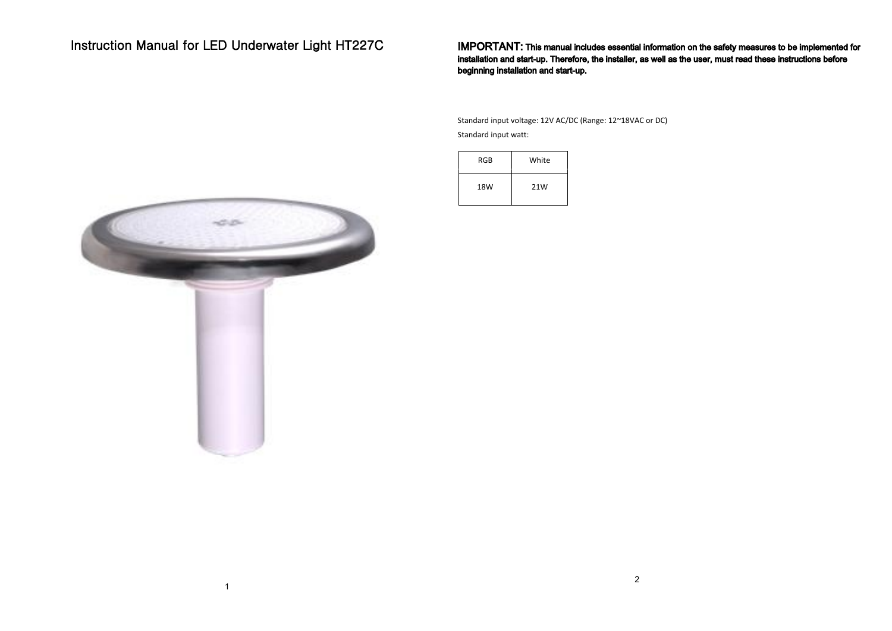# Instruction Manual for LED Underwater Light HT227C

**IMPORTANT: This manual includes essential information on the safety measures to be implemented for installation and start-up. Therefore, the installer, as well as the user, must read these instructions before beginning installation and start-up.**

Standard input voltage: 12V AC/DC (Range: 12~18VAC or DC)

Standard input watt:

| RGB | White |
| --- | --- |
| 18W | 21W |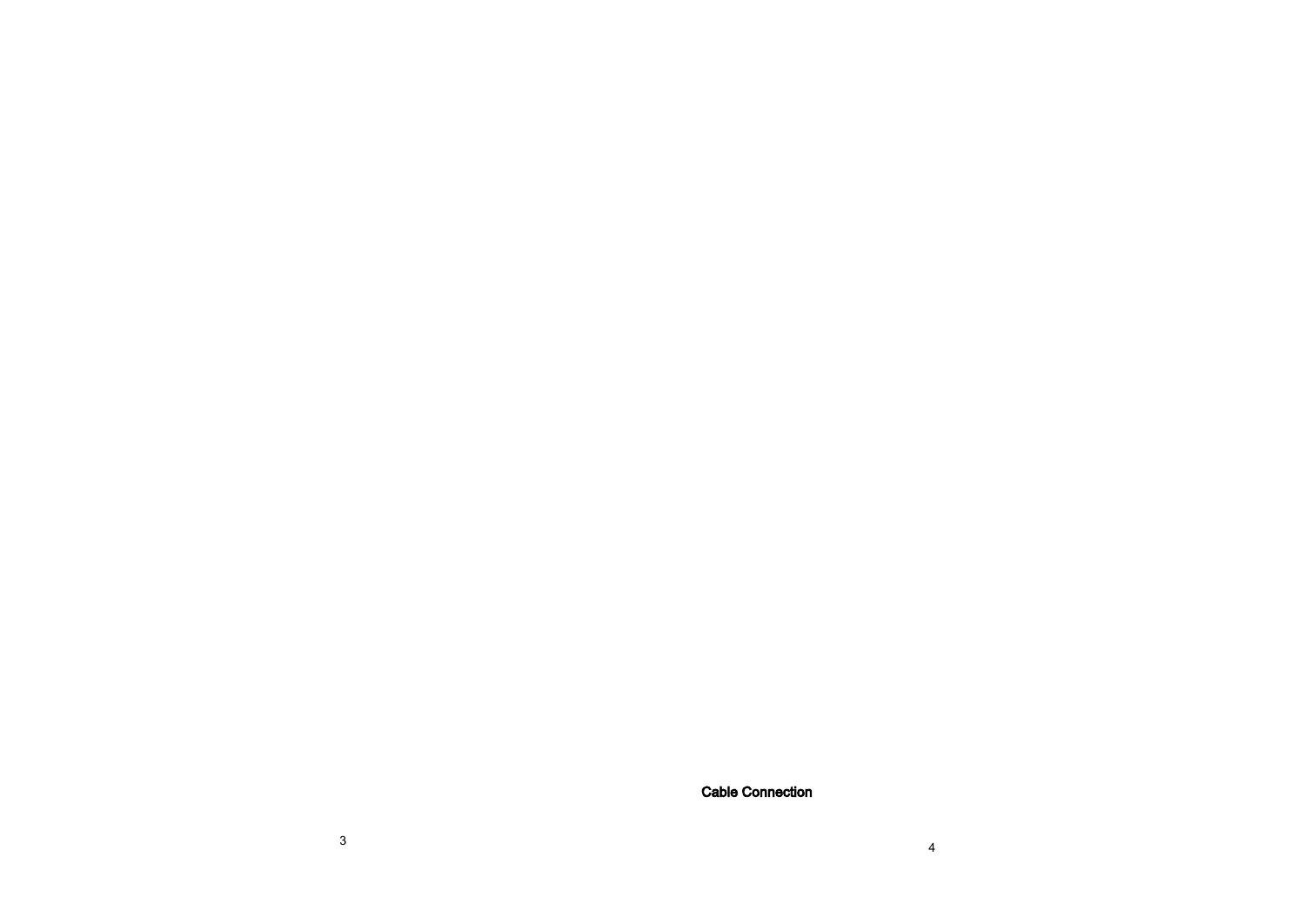**Cable Connection**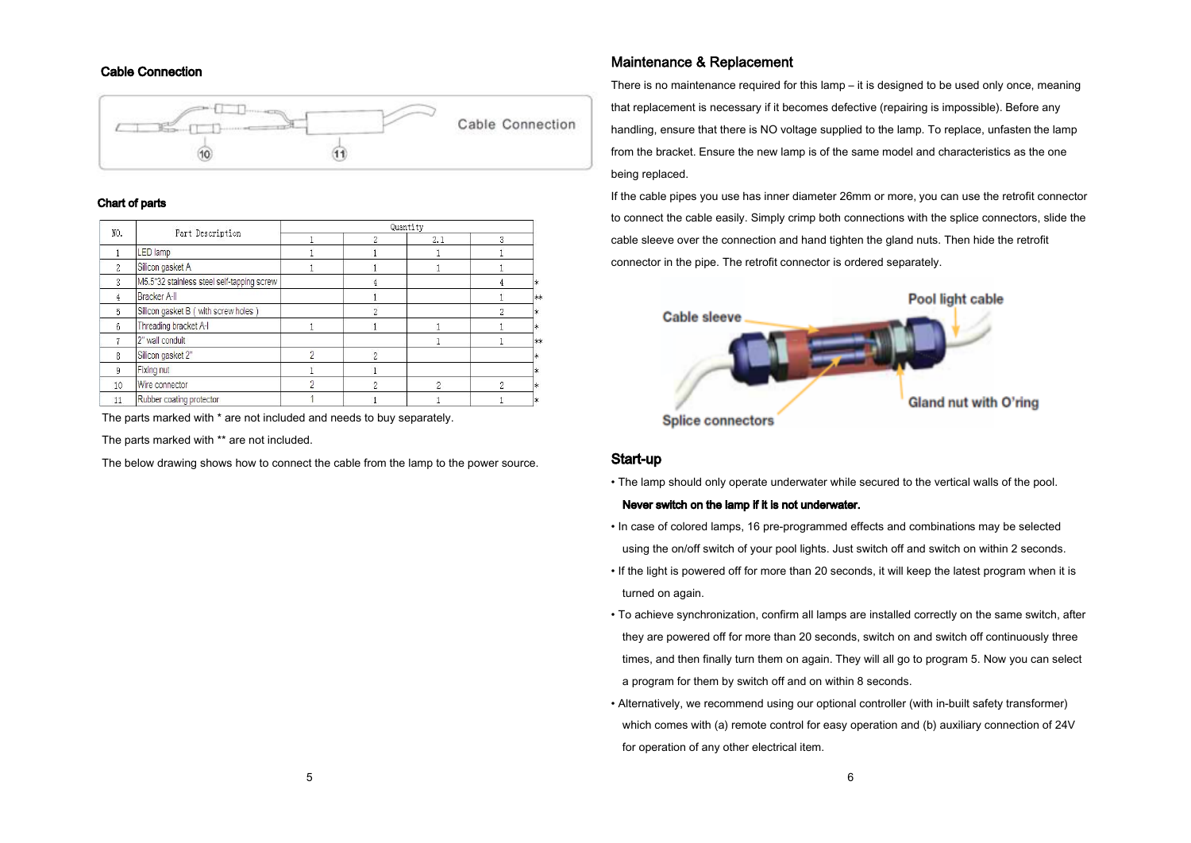## Cable Connection

## Chart of parts

| NO. | Part Description | Quantity | | | | |
|---|---|---|---|---|---|---|
| | | 1 | 2 | 2.1 | 3 | |
| 1 | LED lamp | 1 | 1 | 1 | 1 | |
| 2 | Silicon gasket A | 1 | 1 | 1 | 1 | |
| 3 | M5.5*32 stainless steel self-tapping screw | | 4 | | 4 | * |
| 4 | Bracker A-II | | 1 | | 1 | ** |
| 5 | Silicon gasket B ( with screw holes ) | | 2 | | 2 | * |
| 6 | Threading bracket A-I | 1 | 1 | 1 | 1 | * |
| 7 | 2" wall conduit | | | 1 | 1 | ** |
| 8 | Silicon gasket 2" | 2 | 2 | | | * |
| 9 | Fixing nut | 1 | 1 | | | * |
| 10 | Wire connector | 2 | 2 | 2 | 2 | * |
| 11 | Rubber coating protector | 1 | 1 | 1 | 1 | * |

The parts marked with * are not included and needs to buy separately.

The parts marked with ** are not included.

The below drawing shows how to connect the cable from the lamp to the power source.

## Maintenance & Replacement

There is no maintenance required for this lamp – it is designed to be used only once, meaning that replacement is necessary if it becomes defective (repairing is impossible). Before any handling, ensure that there is NO voltage supplied to the lamp. To replace, unfasten the lamp from the bracket. Ensure the new lamp is of the same model and characteristics as the one being replaced.

If the cable pipes you use has inner diameter 26mm or more, you can use the retrofit connector to connect the cable easily. Simply crimp both connections with the splice connectors, slide the cable sleeve over the connection and hand tighten the gland nuts. Then hide the retrofit connector in the pipe. The retrofit connector is ordered separately.

## Start-up

- The lamp should only operate underwater while secured to the vertical walls of the pool.
  **Never switch on the lamp if it is not underwater.**
- In case of colored lamps, 16 pre-programmed effects and combinations may be selected using the on/off switch of your pool lights. Just switch off and switch on within 2 seconds.
- If the light is powered off for more than 20 seconds, it will keep the latest program when it is turned on again.
- To achieve synchronization, confirm all lamps are installed correctly on the same switch, after they are powered off for more than 20 seconds, switch on and switch off continuously three times, and then finally turn them on again. They will all go to program 5. Now you can select a program for them by switch off and on within 8 seconds.
- Alternatively, we recommend using our optional controller (with in-built safety transformer) which comes with (a) remote control for easy operation and (b) auxiliary connection of 24V for operation of any other electrical item.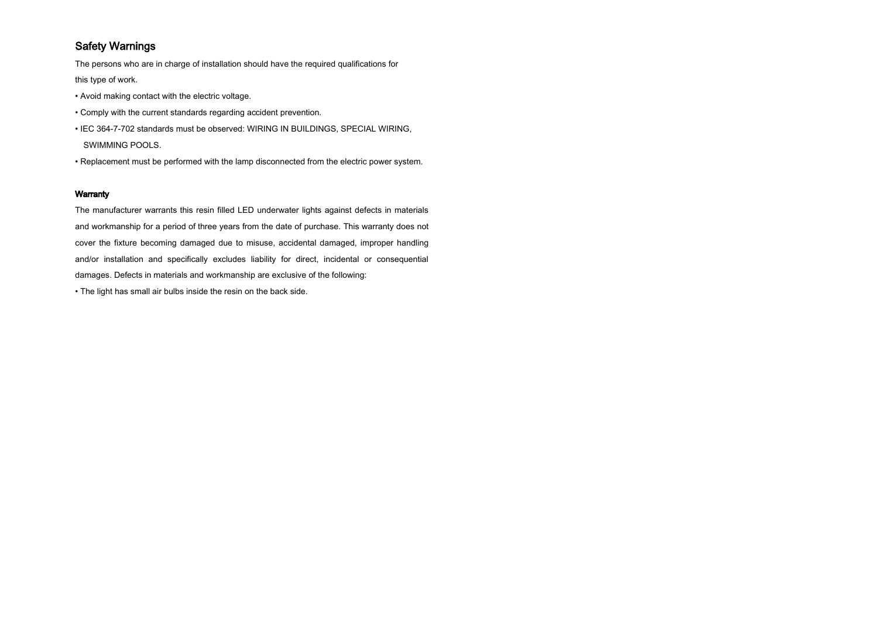## Safety Warnings

The persons who are in charge of installation should have the required qualifications for this type of work.

- Avoid making contact with the electric voltage.
- Comply with the current standards regarding accident prevention.
- IEC 364-7-702 standards must be observed: WIRING IN BUILDINGS, SPECIAL WIRING, SWIMMING POOLS.
- Replacement must be performed with the lamp disconnected from the electric power system.

### Warranty

The manufacturer warrants this resin filled LED underwater lights against defects in materials and workmanship for a period of three years from the date of purchase. This warranty does not cover the fixture becoming damaged due to misuse, accidental damaged, improper handling and/or installation and specifically excludes liability for direct, incidental or consequential damages. Defects in materials and workmanship are exclusive of the following:

- The light has small air bulbs inside the resin on the back side.